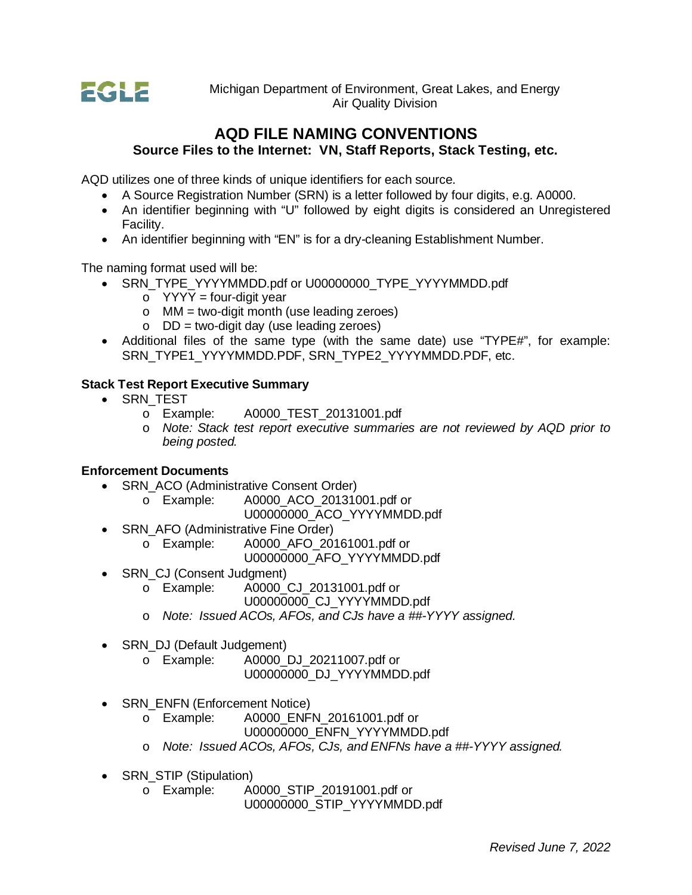EGLE

Michigan Department of Environment, Great Lakes, and Energy
Air Quality Division

# AQD FILE NAMING CONVENTIONS

## Source Files to the Internet: VN, Staff Reports, Stack Testing, etc.

AQD utilizes one of three kinds of unique identifiers for each source.

- A Source Registration Number (SRN) is a letter followed by four digits, e.g. A0000.
- An identifier beginning with "U" followed by eight digits is considered an Unregistered Facility.
- An identifier beginning with "EN" is for a dry-cleaning Establishment Number.

The naming format used will be:

- SRN_TYPE_YYYYMMDD.pdf or U00000000_TYPE_YYYYMMDD.pdf
  - YYYY = four-digit year
  - MM = two-digit month (use leading zeroes)
  - DD = two-digit day (use leading zeroes)
- Additional files of the same type (with the same date) use "TYPE#", for example: SRN_TYPE1_YYYYMMDD.PDF, SRN_TYPE2_YYYYMMDD.PDF, etc.

**Stack Test Report Executive Summary**

- SRN_TEST
  - Example: A0000_TEST_20131001.pdf
  - *Note: Stack test report executive summaries are not reviewed by AQD prior to being posted.*

**Enforcement Documents**

- SRN_ACO (Administrative Consent Order)
  - Example: A0000_ACO_20131001.pdf or U00000000_ACO_YYYYMMDD.pdf
- SRN_AFO (Administrative Fine Order)
  - Example: A0000_AFO_20161001.pdf or U00000000_AFO_YYYYMMDD.pdf
- SRN_CJ (Consent Judgment)
  - Example: A0000_CJ_20131001.pdf or U00000000_CJ_YYYYMMDD.pdf
  - *Note: Issued ACOs, AFOs, and CJs have a ##-YYYY assigned.*
- SRN_DJ (Default Judgement)
  - Example: A0000_DJ_20211007.pdf or U00000000_DJ_YYYYMMDD.pdf
- SRN_ENFN (Enforcement Notice)
  - Example: A0000_ENFN_20161001.pdf or U00000000_ENFN_YYYYMMDD.pdf
  - *Note: Issued ACOs, AFOs, CJs, and ENFNs have a ##-YYYY assigned.*
- SRN_STIP (Stipulation)
  - Example: A0000_STIP_20191001.pdf or U00000000_STIP_YYYYMMDD.pdf

*Revised June 7, 2022*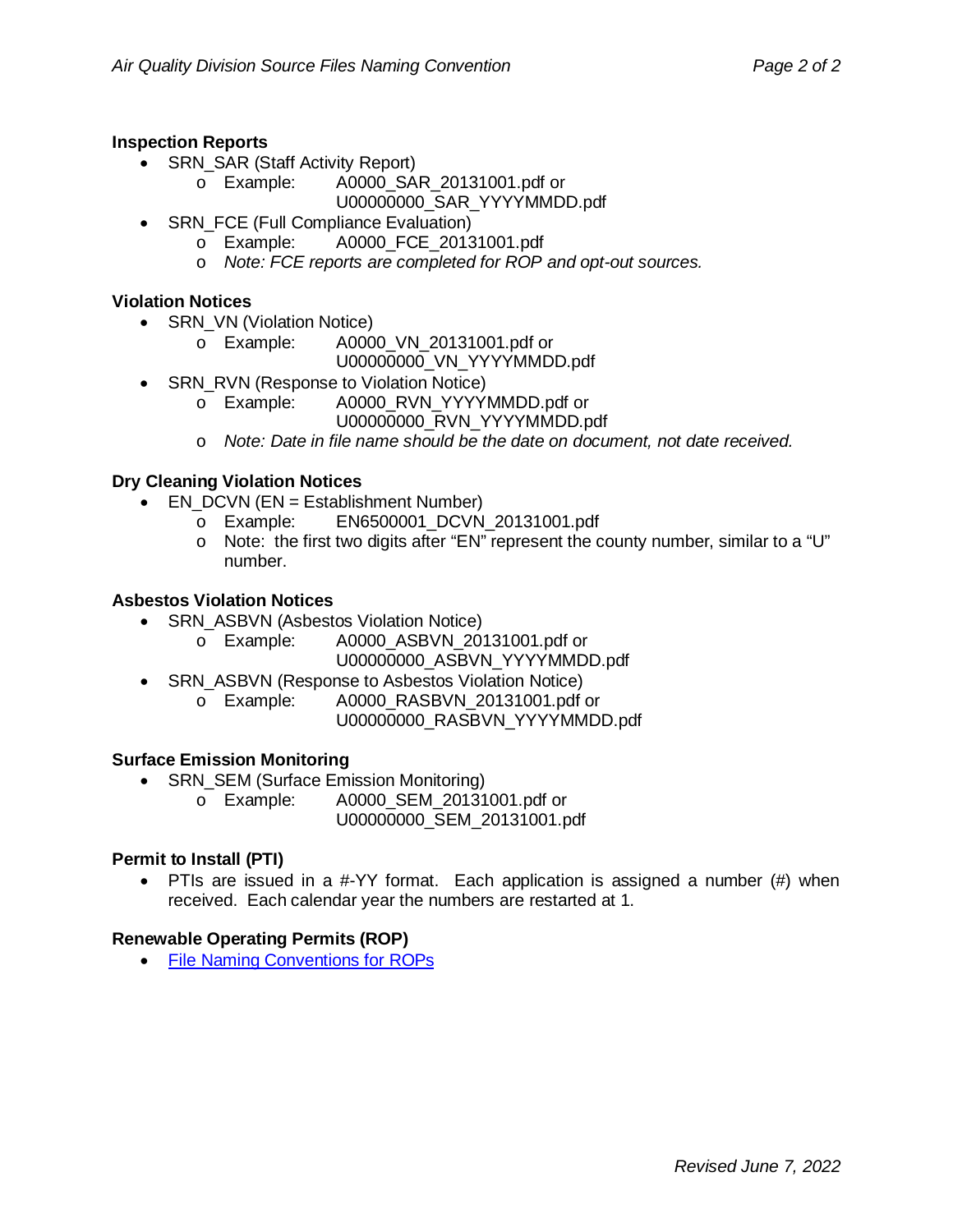**Inspection Reports**

- SRN_SAR (Staff Activity Report)
  - Example: A0000_SAR_20131001.pdf or U00000000_SAR_YYYYMMDD.pdf
- SRN_FCE (Full Compliance Evaluation)
  - Example: A0000_FCE_20131001.pdf
  - *Note: FCE reports are completed for ROP and opt-out sources.*

**Violation Notices**

- SRN_VN (Violation Notice)
  - Example: A0000_VN_20131001.pdf or U00000000_VN_YYYYMMDD.pdf
- SRN_RVN (Response to Violation Notice)
  - Example: A0000_RVN_YYYYMMDD.pdf or U00000000_RVN_YYYYMMDD.pdf
  - *Note: Date in file name should be the date on document, not date received.*

**Dry Cleaning Violation Notices**

- EN_DCVN (EN = Establishment Number)
  - Example: EN6500001_DCVN_20131001.pdf
  - Note: the first two digits after "EN" represent the county number, similar to a "U" number.

**Asbestos Violation Notices**

- SRN_ASBVN (Asbestos Violation Notice)
  - Example: A0000_ASBVN_20131001.pdf or U00000000_ASBVN_YYYYMMDD.pdf
- SRN_ASBVN (Response to Asbestos Violation Notice)
  - Example: A0000_RASBVN_20131001.pdf or U00000000_RASBVN_YYYYMMDD.pdf

**Surface Emission Monitoring**

- SRN_SEM (Surface Emission Monitoring)
  - Example: A0000_SEM_20131001.pdf or U00000000_SEM_20131001.pdf

**Permit to Install (PTI)**

- PTIs are issued in a #-YY format. Each application is assigned a number (#) when received. Each calendar year the numbers are restarted at 1.

**Renewable Operating Permits (ROP)**

- File Naming Conventions for ROPs

*Revised June 7, 2022*